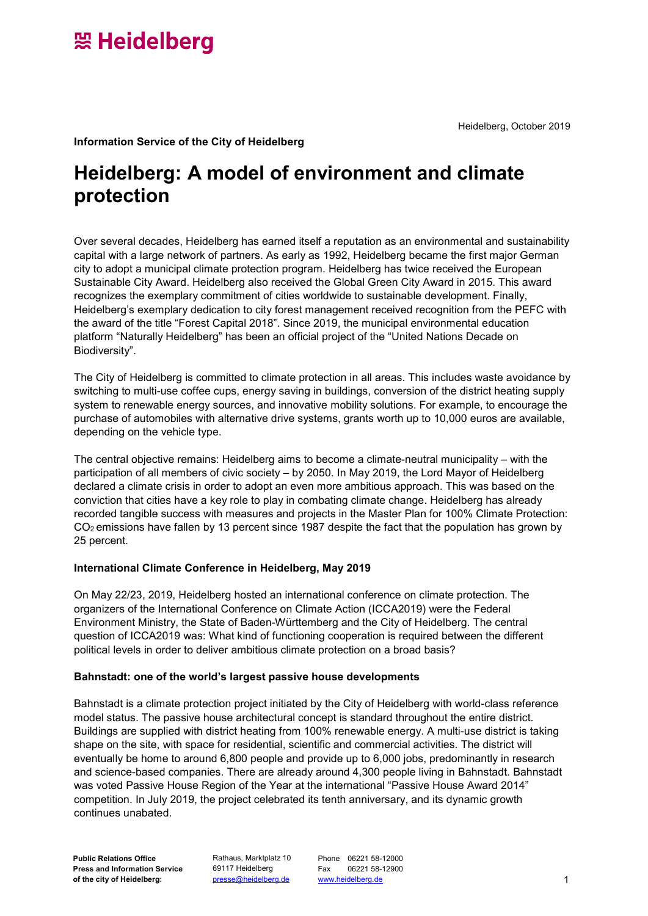Heidelberg, October 2019

**Information Service of the City of Heidelberg**

# Heidelberg: A model of environment and climate protection

Over several decades, Heidelberg has earned itself a reputation as an environmental and sustainability capital with a large network of partners. As early as 1992, Heidelberg became the first major German city to adopt a municipal climate protection program. Heidelberg has twice received the European Sustainable City Award. Heidelberg also received the Global Green City Award in 2015. This award recognizes the exemplary commitment of cities worldwide to sustainable development. Finally, Heidelberg's exemplary dedication to city forest management received recognition from the PEFC with the award of the title "Forest Capital 2018". Since 2019, the municipal environmental education platform "Naturally Heidelberg" has been an official project of the "United Nations Decade on Biodiversity".

The City of Heidelberg is committed to climate protection in all areas. This includes waste avoidance by switching to multi-use coffee cups, energy saving in buildings, conversion of the district heating supply system to renewable energy sources, and innovative mobility solutions. For example, to encourage the purchase of automobiles with alternative drive systems, grants worth up to 10,000 euros are available, depending on the vehicle type.

The central objective remains: Heidelberg aims to become a climate-neutral municipality – with the participation of all members of civic society – by 2050. In May 2019, the Lord Mayor of Heidelberg declared a climate crisis in order to adopt an even more ambitious approach. This was based on the conviction that cities have a key role to play in combating climate change. Heidelberg has already recorded tangible success with measures and projects in the Master Plan for 100% Climate Protection: $CO_2$ emissions have fallen by 13 percent since 1987 despite the fact that the population has grown by 25 percent.

## International Climate Conference in Heidelberg, May 2019

On May 22/23, 2019, Heidelberg hosted an international conference on climate protection. The organizers of the International Conference on Climate Action (ICCA2019) were the Federal Environment Ministry, the State of Baden-Württemberg and the City of Heidelberg. The central question of ICCA2019 was: What kind of functioning cooperation is required between the different political levels in order to deliver ambitious climate protection on a broad basis?

## Bahnstadt: one of the world's largest passive house developments

Bahnstadt is a climate protection project initiated by the City of Heidelberg with world-class reference model status. The passive house architectural concept is standard throughout the entire district. Buildings are supplied with district heating from 100% renewable energy. A multi-use district is taking shape on the site, with space for residential, scientific and commercial activities. The district will eventually be home to around 6,800 people and provide up to 6,000 jobs, predominantly in research and science-based companies. There are already around 4,300 people living in Bahnstadt. Bahnstadt was voted Passive House Region of the Year at the international "Passive House Award 2014" competition. In July 2019, the project celebrated its tenth anniversary, and its dynamic growth continues unabated.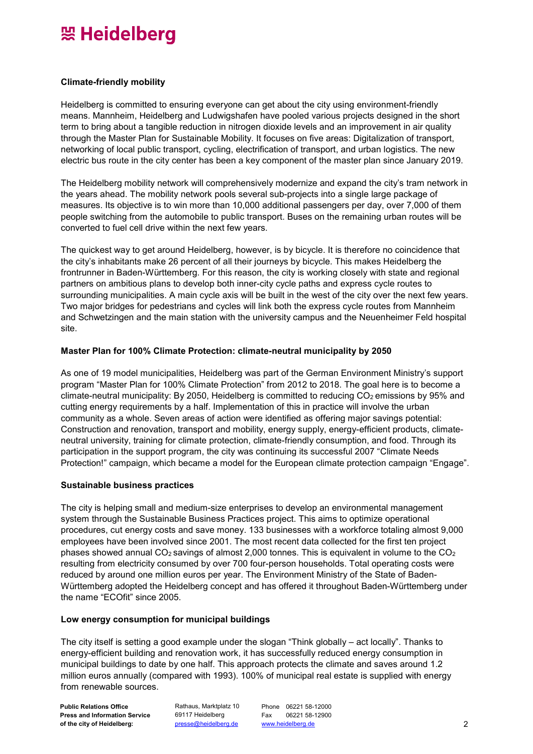## Climate-friendly mobility

Heidelberg is committed to ensuring everyone can get about the city using environment-friendly means. Mannheim, Heidelberg and Ludwigshafen have pooled various projects designed in the short term to bring about a tangible reduction in nitrogen dioxide levels and an improvement in air quality through the Master Plan for Sustainable Mobility. It focuses on five areas: Digitalization of transport, networking of local public transport, cycling, electrification of transport, and urban logistics. The new electric bus route in the city center has been a key component of the master plan since January 2019.

The Heidelberg mobility network will comprehensively modernize and expand the city's tram network in the years ahead. The mobility network pools several sub-projects into a single large package of measures. Its objective is to win more than 10,000 additional passengers per day, over 7,000 of them people switching from the automobile to public transport. Buses on the remaining urban routes will be converted to fuel cell drive within the next few years.

The quickest way to get around Heidelberg, however, is by bicycle. It is therefore no coincidence that the city's inhabitants make 26 percent of all their journeys by bicycle. This makes Heidelberg the frontrunner in Baden-Württemberg. For this reason, the city is working closely with state and regional partners on ambitious plans to develop both inner-city cycle paths and express cycle routes to surrounding municipalities. A main cycle axis will be built in the west of the city over the next few years. Two major bridges for pedestrians and cycles will link both the express cycle routes from Mannheim and Schwetzingen and the main station with the university campus and the Neuenheimer Feld hospital site.

## Master Plan for 100% Climate Protection: climate-neutral municipality by 2050

As one of 19 model municipalities, Heidelberg was part of the German Environment Ministry's support program "Master Plan for 100% Climate Protection" from 2012 to 2018. The goal here is to become a climate-neutral municipality: By 2050, Heidelberg is committed to reducing $CO_2$ emissions by 95% and cutting energy requirements by a half. Implementation of this in practice will involve the urban community as a whole. Seven areas of action were identified as offering major savings potential: Construction and renovation, transport and mobility, energy supply, energy-efficient products, climate-neutral university, training for climate protection, climate-friendly consumption, and food. Through its participation in the support program, the city was continuing its successful 2007 "Climate Needs Protection!" campaign, which became a model for the European climate protection campaign "Engage".

## Sustainable business practices

The city is helping small and medium-size enterprises to develop an environmental management system through the Sustainable Business Practices project. This aims to optimize operational procedures, cut energy costs and save money. 133 businesses with a workforce totaling almost 9,000 employees have been involved since 2001. The most recent data collected for the first ten project phases showed annual $CO_2$ savings of almost 2,000 tonnes. This is equivalent in volume to the $CO_2$ resulting from electricity consumed by over 700 four-person households. Total operating costs were reduced by around one million euros per year. The Environment Ministry of the State of Baden-Württemberg adopted the Heidelberg concept and has offered it throughout Baden-Württemberg under the name "ECOfit" since 2005.

## Low energy consumption for municipal buildings

The city itself is setting a good example under the slogan "Think globally – act locally". Thanks to energy-efficient building and renovation work, it has successfully reduced energy consumption in municipal buildings to date by one half. This approach protects the climate and saves around 1.2 million euros annually (compared with 1993). 100% of municipal real estate is supplied with energy from renewable sources.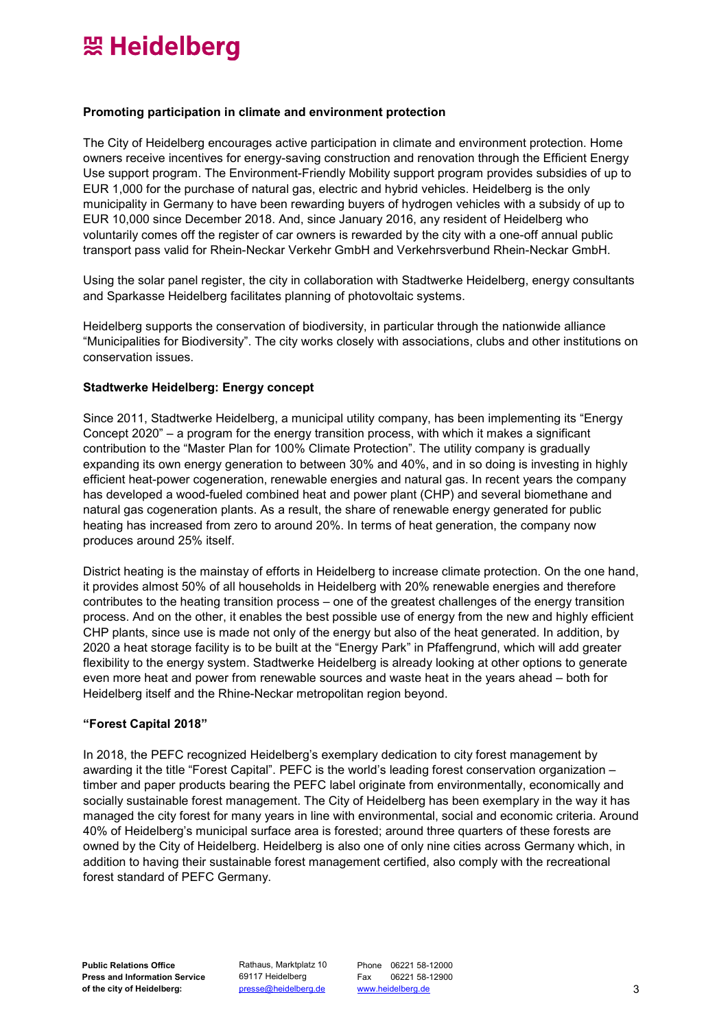## Promoting participation in climate and environment protection

The City of Heidelberg encourages active participation in climate and environment protection. Home owners receive incentives for energy-saving construction and renovation through the Efficient Energy Use support program. The Environment-Friendly Mobility support program provides subsidies of up to EUR 1,000 for the purchase of natural gas, electric and hybrid vehicles. Heidelberg is the only municipality in Germany to have been rewarding buyers of hydrogen vehicles with a subsidy of up to EUR 10,000 since December 2018. And, since January 2016, any resident of Heidelberg who voluntarily comes off the register of car owners is rewarded by the city with a one-off annual public transport pass valid for Rhein-Neckar Verkehr GmbH and Verkehrsverbund Rhein-Neckar GmbH.

Using the solar panel register, the city in collaboration with Stadtwerke Heidelberg, energy consultants and Sparkasse Heidelberg facilitates planning of photovoltaic systems.

Heidelberg supports the conservation of biodiversity, in particular through the nationwide alliance "Municipalities for Biodiversity". The city works closely with associations, clubs and other institutions on conservation issues.

## Stadtwerke Heidelberg: Energy concept

Since 2011, Stadtwerke Heidelberg, a municipal utility company, has been implementing its "Energy Concept 2020" – a program for the energy transition process, with which it makes a significant contribution to the "Master Plan for 100% Climate Protection". The utility company is gradually expanding its own energy generation to between 30% and 40%, and in so doing is investing in highly efficient heat-power cogeneration, renewable energies and natural gas. In recent years the company has developed a wood-fueled combined heat and power plant (CHP) and several biomethane and natural gas cogeneration plants. As a result, the share of renewable energy generated for public heating has increased from zero to around 20%. In terms of heat generation, the company now produces around 25% itself.

District heating is the mainstay of efforts in Heidelberg to increase climate protection. On the one hand, it provides almost 50% of all households in Heidelberg with 20% renewable energies and therefore contributes to the heating transition process – one of the greatest challenges of the energy transition process. And on the other, it enables the best possible use of energy from the new and highly efficient CHP plants, since use is made not only of the energy but also of the heat generated. In addition, by 2020 a heat storage facility is to be built at the "Energy Park" in Pfaffengrund, which will add greater flexibility to the energy system. Stadtwerke Heidelberg is already looking at other options to generate even more heat and power from renewable sources and waste heat in the years ahead – both for Heidelberg itself and the Rhine-Neckar metropolitan region beyond.

## "Forest Capital 2018"

In 2018, the PEFC recognized Heidelberg's exemplary dedication to city forest management by awarding it the title "Forest Capital". PEFC is the world's leading forest conservation organization – timber and paper products bearing the PEFC label originate from environmentally, economically and socially sustainable forest management. The City of Heidelberg has been exemplary in the way it has managed the city forest for many years in line with environmental, social and economic criteria. Around 40% of Heidelberg's municipal surface area is forested; around three quarters of these forests are owned by the City of Heidelberg. Heidelberg is also one of only nine cities across Germany which, in addition to having their sustainable forest management certified, also comply with the recreational forest standard of PEFC Germany.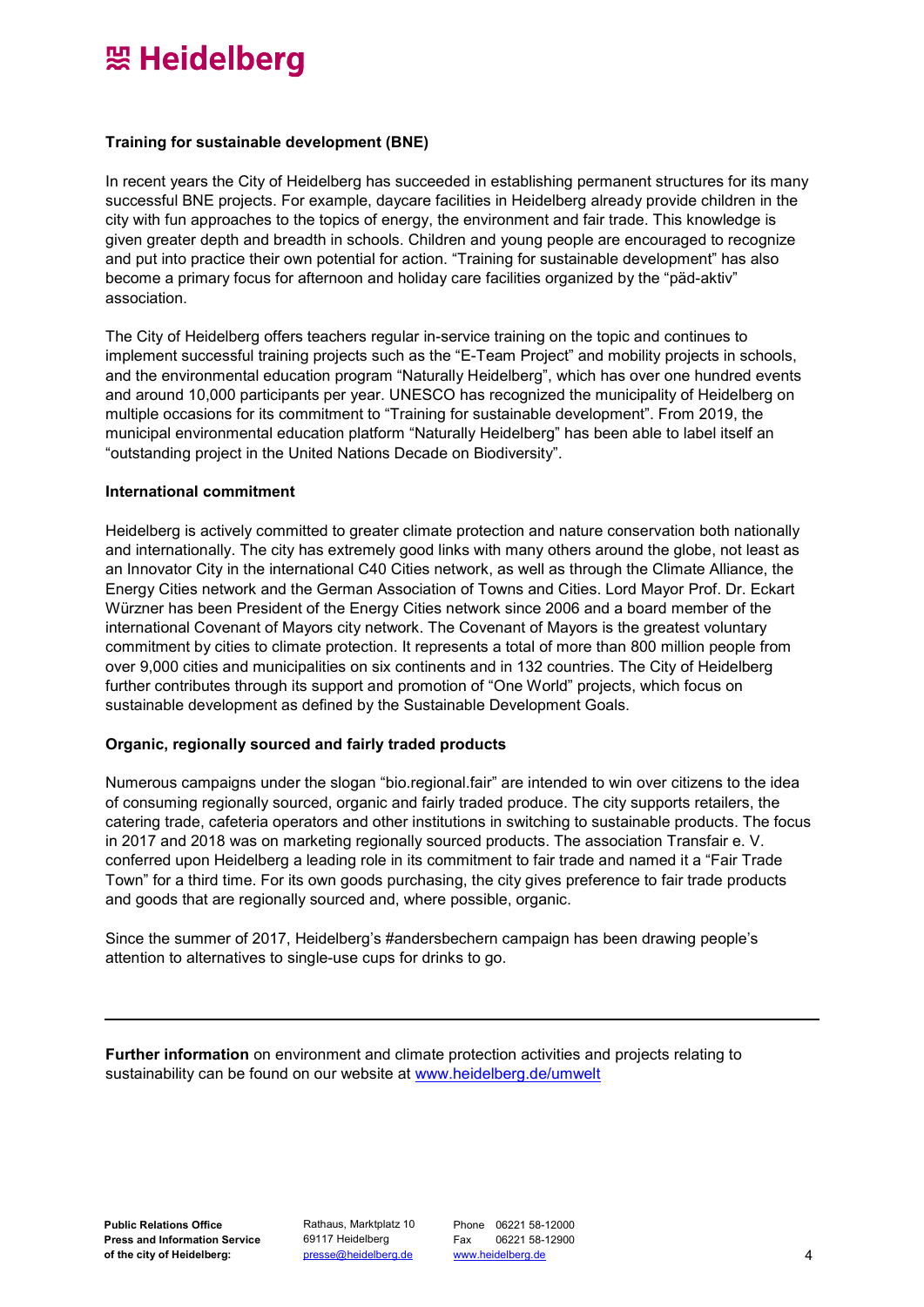### Training for sustainable development (BNE)

In recent years the City of Heidelberg has succeeded in establishing permanent structures for its many successful BNE projects. For example, daycare facilities in Heidelberg already provide children in the city with fun approaches to the topics of energy, the environment and fair trade. This knowledge is given greater depth and breadth in schools. Children and young people are encouraged to recognize and put into practice their own potential for action. "Training for sustainable development" has also become a primary focus for afternoon and holiday care facilities organized by the "päd-aktiv" association.

The City of Heidelberg offers teachers regular in-service training on the topic and continues to implement successful training projects such as the "E-Team Project" and mobility projects in schools, and the environmental education program "Naturally Heidelberg", which has over one hundred events and around 10,000 participants per year. UNESCO has recognized the municipality of Heidelberg on multiple occasions for its commitment to "Training for sustainable development". From 2019, the municipal environmental education platform "Naturally Heidelberg" has been able to label itself an "outstanding project in the United Nations Decade on Biodiversity".

### International commitment

Heidelberg is actively committed to greater climate protection and nature conservation both nationally and internationally. The city has extremely good links with many others around the globe, not least as an Innovator City in the international C40 Cities network, as well as through the Climate Alliance, the Energy Cities network and the German Association of Towns and Cities. Lord Mayor Prof. Dr. Eckart Würzner has been President of the Energy Cities network since 2006 and a board member of the international Covenant of Mayors city network. The Covenant of Mayors is the greatest voluntary commitment by cities to climate protection. It represents a total of more than 800 million people from over 9,000 cities and municipalities on six continents and in 132 countries. The City of Heidelberg further contributes through its support and promotion of "One World" projects, which focus on sustainable development as defined by the Sustainable Development Goals.

### Organic, regionally sourced and fairly traded products

Numerous campaigns under the slogan "bio.regional.fair" are intended to win over citizens to the idea of consuming regionally sourced, organic and fairly traded produce. The city supports retailers, the catering trade, cafeteria operators and other institutions in switching to sustainable products. The focus in 2017 and 2018 was on marketing regionally sourced products. The association Transfair e. V. conferred upon Heidelberg a leading role in its commitment to fair trade and named it a "Fair Trade Town" for a third time. For its own goods purchasing, the city gives preference to fair trade products and goods that are regionally sourced and, where possible, organic.

Since the summer of 2017, Heidelberg's #andersbechern campaign has been drawing people's attention to alternatives to single-use cups for drinks to go.

---

**Further information** on environment and climate protection activities and projects relating to sustainability can be found on our website at www.heidelberg.de/umwelt